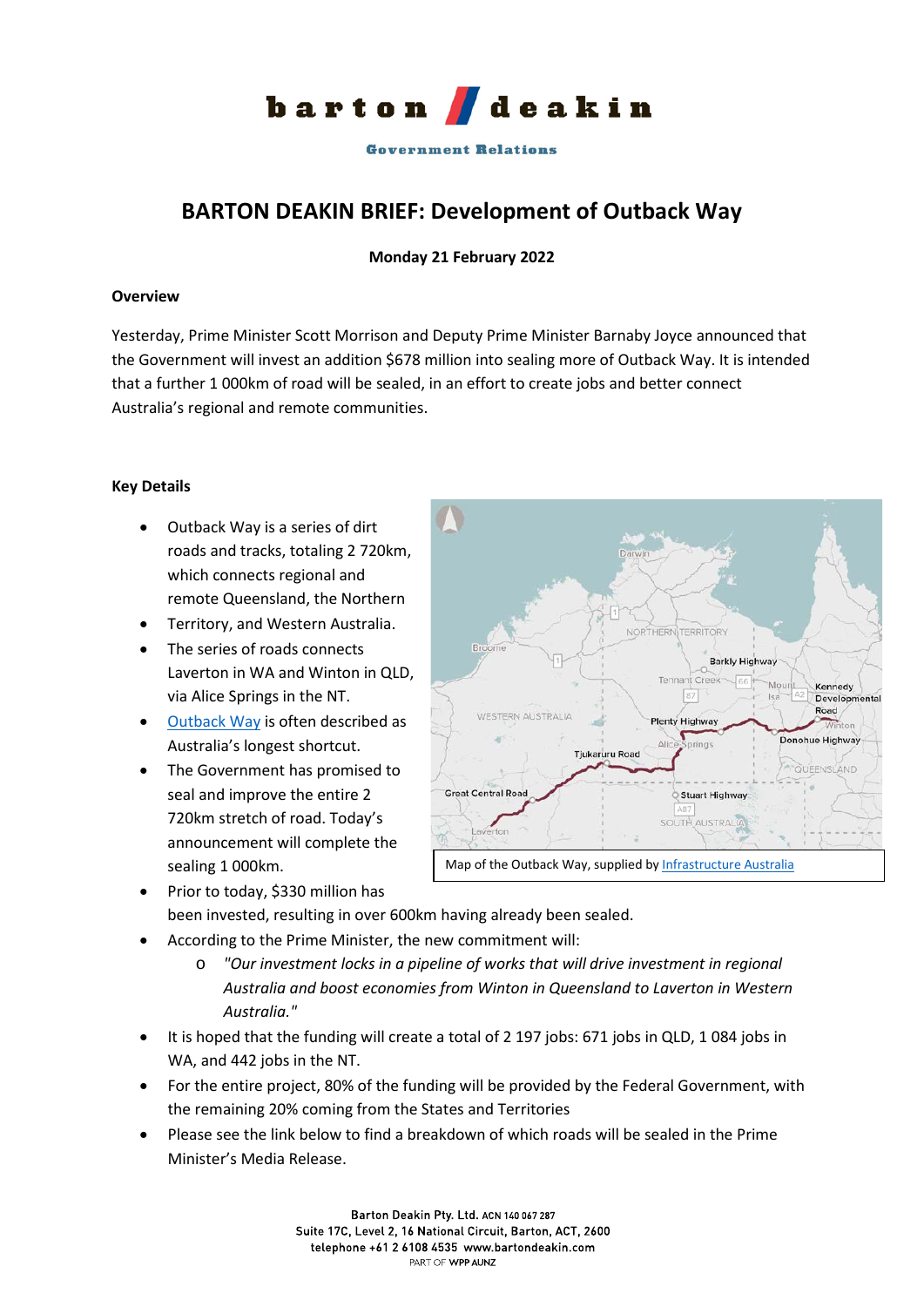barton deakin

Government Relations

# BARTON DEAKIN BRIEF: Development of Outback Way

**Monday 21 February 2022**

## Overview

Yesterday, Prime Minister Scott Morrison and Deputy Prime Minister Barnaby Joyce announced that the Government will invest an addition $678 million into sealing more of Outback Way. It is intended that a further 1 000km of road will be sealed, in an effort to create jobs and better connect Australia's regional and remote communities.

## Key Details

- Outback Way is a series of dirt roads and tracks, totaling 2 720km, which connects regional and remote Queensland, the Northern
- Territory, and Western Australia.
- The series of roads connects Laverton in WA and Winton in QLD, via Alice Springs in the NT.
- Outback Way is often described as Australia's longest shortcut.
- The Government has promised to seal and improve the entire 2 720km stretch of road. Today's announcement will complete the sealing 1 000km.
- Prior to today, $330 million has been invested, resulting in over 600km having already been sealed.
- According to the Prime Minister, the new commitment will:
  - *"Our investment locks in a pipeline of works that will drive investment in regional Australia and boost economies from Winton in Queensland to Laverton in Western Australia."*
- It is hoped that the funding will create a total of 2 197 jobs: 671 jobs in QLD, 1 084 jobs in WA, and 442 jobs in the NT.
- For the entire project, 80% of the funding will be provided by the Federal Government, with the remaining 20% coming from the States and Territories
- Please see the link below to find a breakdown of which roads will be sealed in the Prime Minister's Media Release.

Map of the Outback Way, supplied by Infrastructure Australia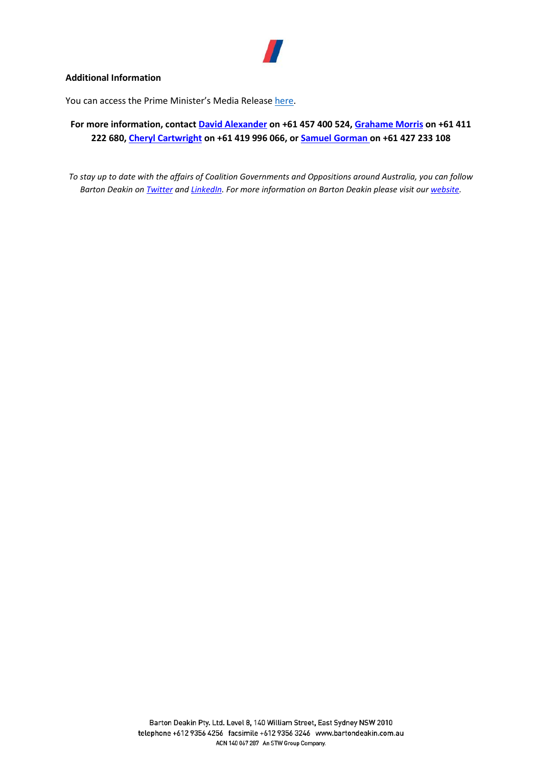**Additional Information**

You can access the Prime Minister's Media Release here.

**For more information, contact David Alexander on +61 457 400 524, Grahame Morris on +61 411 222 680, Cheryl Cartwright on +61 419 996 066, or Samuel Gorman on +61 427 233 108**

*To stay up to date with the affairs of Coalition Governments and Oppositions around Australia, you can follow Barton Deakin on Twitter and LinkedIn. For more information on Barton Deakin please visit our website.*